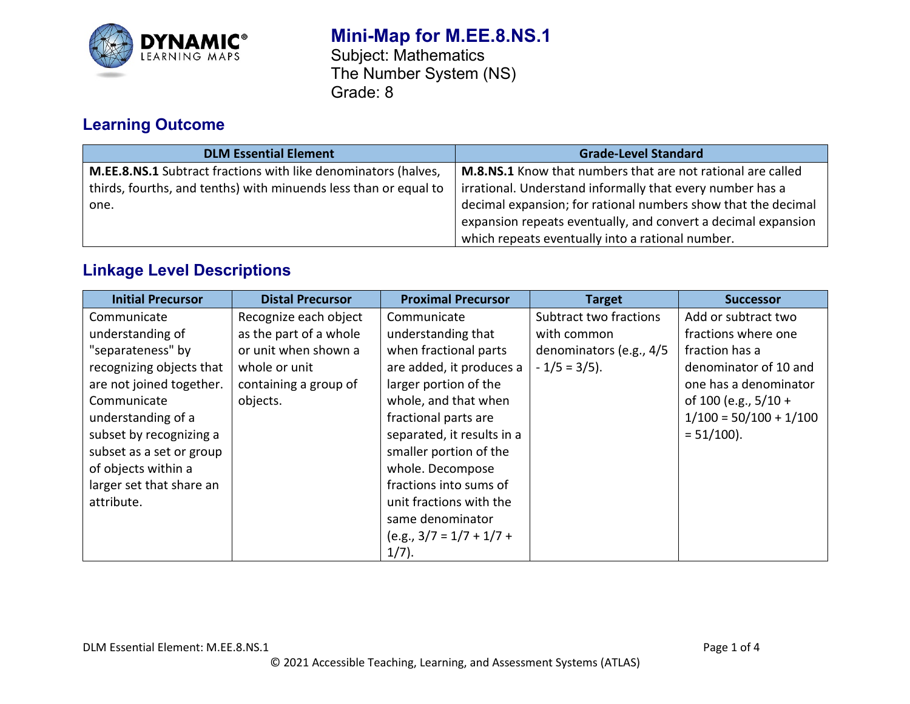# Mini-Map for M.EE.8.NS.1

Subject: Mathematics
The Number System (NS)
Grade: 8

## Learning Outcome

| DLM Essential Element | Grade-Level Standard |
| --- | --- |
| **M.EE.8.NS.1** Subtract fractions with like denominators (halves, thirds, fourths, and tenths) with minuends less than or equal to one. | **M.8.NS.1** Know that numbers that are not rational are called irrational. Understand informally that every number has a decimal expansion; for rational numbers show that the decimal expansion repeats eventually, and convert a decimal expansion which repeats eventually into a rational number. |

## Linkage Level Descriptions

| Initial Precursor | Distal Precursor | Proximal Precursor | Target | Successor |
| --- | --- | --- | --- | --- |
| Communicate understanding of "separateness" by recognizing objects that are not joined together. Communicate understanding of a subset by recognizing a subset as a set or group of objects within a larger set that share an attribute. | Recognize each object as the part of a whole or unit when shown a whole or unit containing a group of objects. | Communicate understanding that when fractional parts are added, it produces a larger portion of the whole, and that when fractional parts are separated, it results in a smaller portion of the whole. Decompose fractions into sums of unit fractions with the same denominator (e.g., $3/7 = 1/7 + 1/7 + 1/7$). | Subtract two fractions with common denominators (e.g., $4/5 - 1/5 = 3/5$). | Add or subtract two fractions where one fraction has a denominator of 10 and one has a denominator of 100 (e.g., $5/10 + 1/100 = 50/100 + 1/100 = 51/100$). |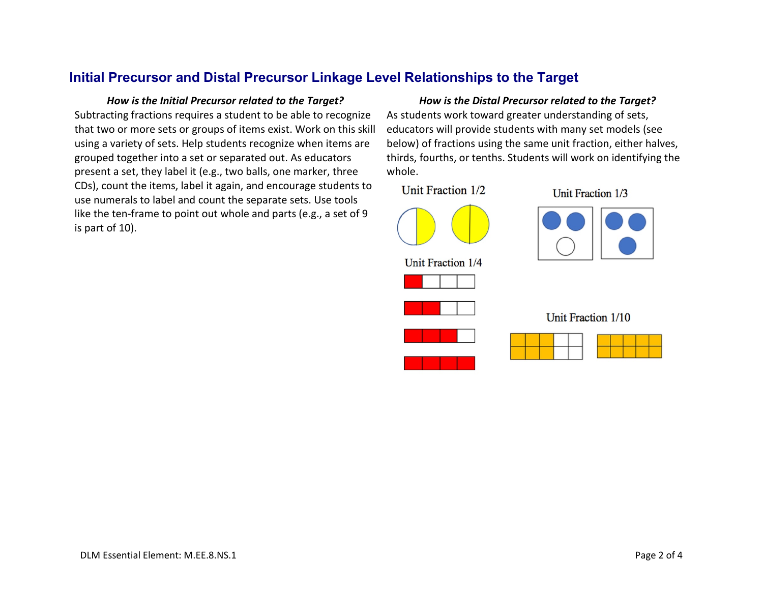## Initial Precursor and Distal Precursor Linkage Level Relationships to the Target

***How is the Initial Precursor related to the Target?***

Subtracting fractions requires a student to be able to recognize that two or more sets or groups of items exist. Work on this skill using a variety of sets. Help students recognize when items are grouped together into a set or separated out. As educators present a set, they label it (e.g., two balls, one marker, three CDs), count the items, label it again, and encourage students to use numerals to label and count the separate sets. Use tools like the ten-frame to point out whole and parts (e.g., a set of 9 is part of 10).

***How is the Distal Precursor related to the Target?***

As students work toward greater understanding of sets, educators will provide students with many set models (see below) of fractions using the same unit fraction, either halves, thirds, fourths, or tenths. Students will work on identifying the whole.

Unit Fraction 1/2

Unit Fraction 1/3

Unit Fraction 1/4

Unit Fraction 1/10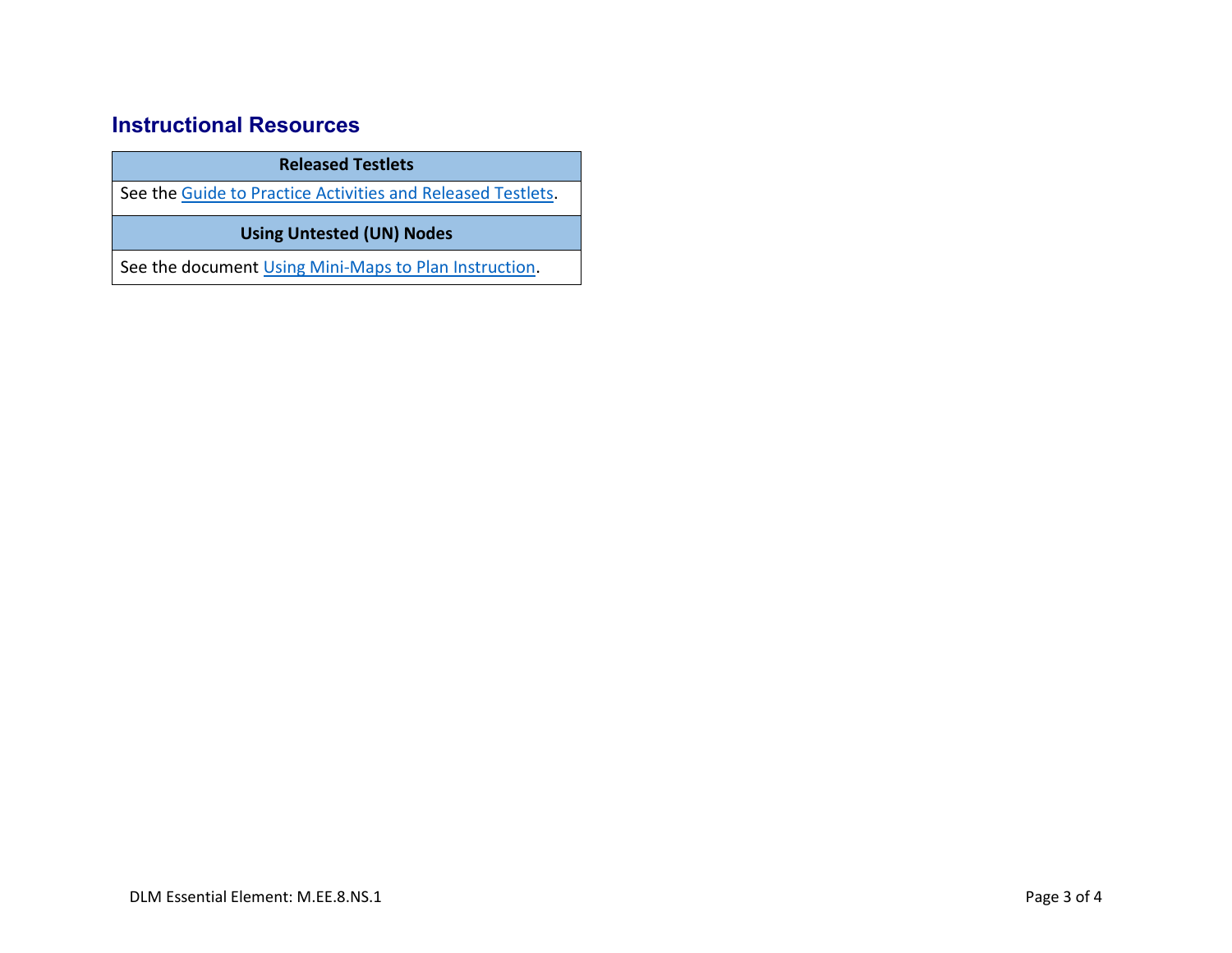## Instructional Resources

| Released Testlets |
| --- |
| See the Guide to Practice Activities and Released Testlets. |
| **Using Untested (UN) Nodes** |
| See the document Using Mini-Maps to Plan Instruction. |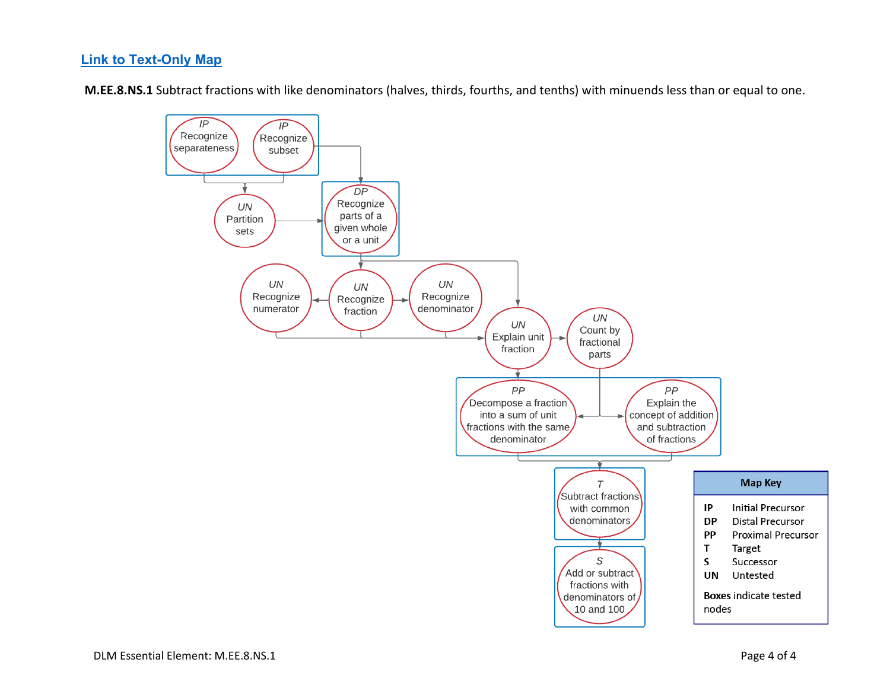[Link to Text-Only Map]

**M.EE.8.NS.1** Subtract fractions with like denominators (halves, thirds, fourths, and tenths) with minuends less than or equal to one.

*IP* Recognize separateness

*IP* Recognize subset

*UN* Partition sets

*DP* Recognize parts of a given whole or a unit

*UN* Recognize numerator

*UN* Recognize fraction

*UN* Recognize denominator

*UN* Explain unit fraction

*UN* Count by fractional parts

*PP* Decompose a fraction into a sum of unit fractions with the same denominator

*PP* Explain the concept of addition and subtraction of fractions

*T* Subtract fractions with common denominators

*S* Add or subtract fractions with denominators of 10 and 100

**Map Key**

| | |
|---|---|
| **IP** | Initial Precursor |
| **DP** | Distal Precursor |
| **PP** | Proximal Precursor |
| **T** | Target |
| **S** | Successor |
| **UN** | Untested |

**Boxes** indicate tested nodes

DLM Essential Element: M.EE.8.NS.1